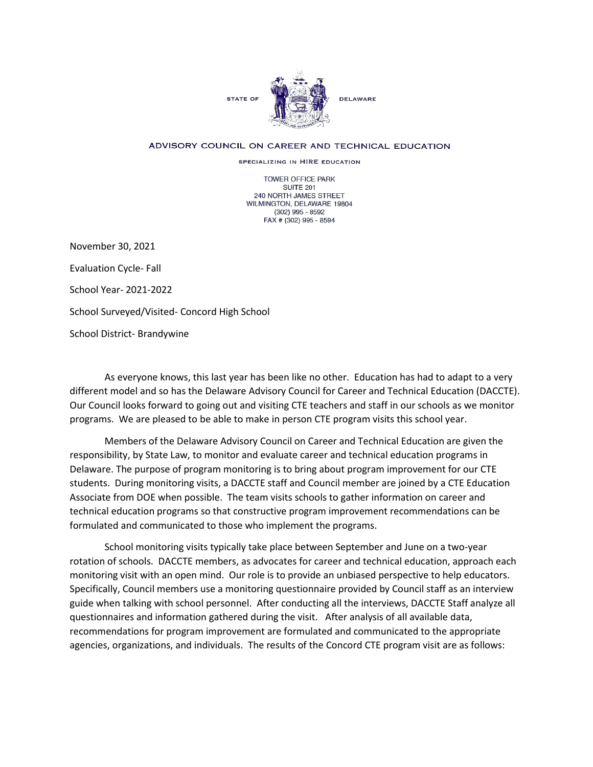STATE OF DELAWARE

ADVISORY COUNCIL ON CAREER AND TECHNICAL EDUCATION

SPECIALIZING IN HIRE EDUCATION

TOWER OFFICE PARK
SUITE 201
240 NORTH JAMES STREET
WILMINGTON, DELAWARE 19804
(302) 995 - 8592
FAX # (302) 995 - 8594

November 30, 2021

Evaluation Cycle- Fall

School Year- 2021-2022

School Surveyed/Visited- Concord High School

School District- Brandywine

As everyone knows, this last year has been like no other. Education has had to adapt to a very different model and so has the Delaware Advisory Council for Career and Technical Education (DACCTE). Our Council looks forward to going out and visiting CTE teachers and staff in our schools as we monitor programs. We are pleased to be able to make in person CTE program visits this school year.

Members of the Delaware Advisory Council on Career and Technical Education are given the responsibility, by State Law, to monitor and evaluate career and technical education programs in Delaware. The purpose of program monitoring is to bring about program improvement for our CTE students. During monitoring visits, a DACCTE staff and Council member are joined by a CTE Education Associate from DOE when possible. The team visits schools to gather information on career and technical education programs so that constructive program improvement recommendations can be formulated and communicated to those who implement the programs.

School monitoring visits typically take place between September and June on a two-year rotation of schools. DACCTE members, as advocates for career and technical education, approach each monitoring visit with an open mind. Our role is to provide an unbiased perspective to help educators. Specifically, Council members use a monitoring questionnaire provided by Council staff as an interview guide when talking with school personnel. After conducting all the interviews, DACCTE Staff analyze all questionnaires and information gathered during the visit. After analysis of all available data, recommendations for program improvement are formulated and communicated to the appropriate agencies, organizations, and individuals. The results of the Concord CTE program visit are as follows: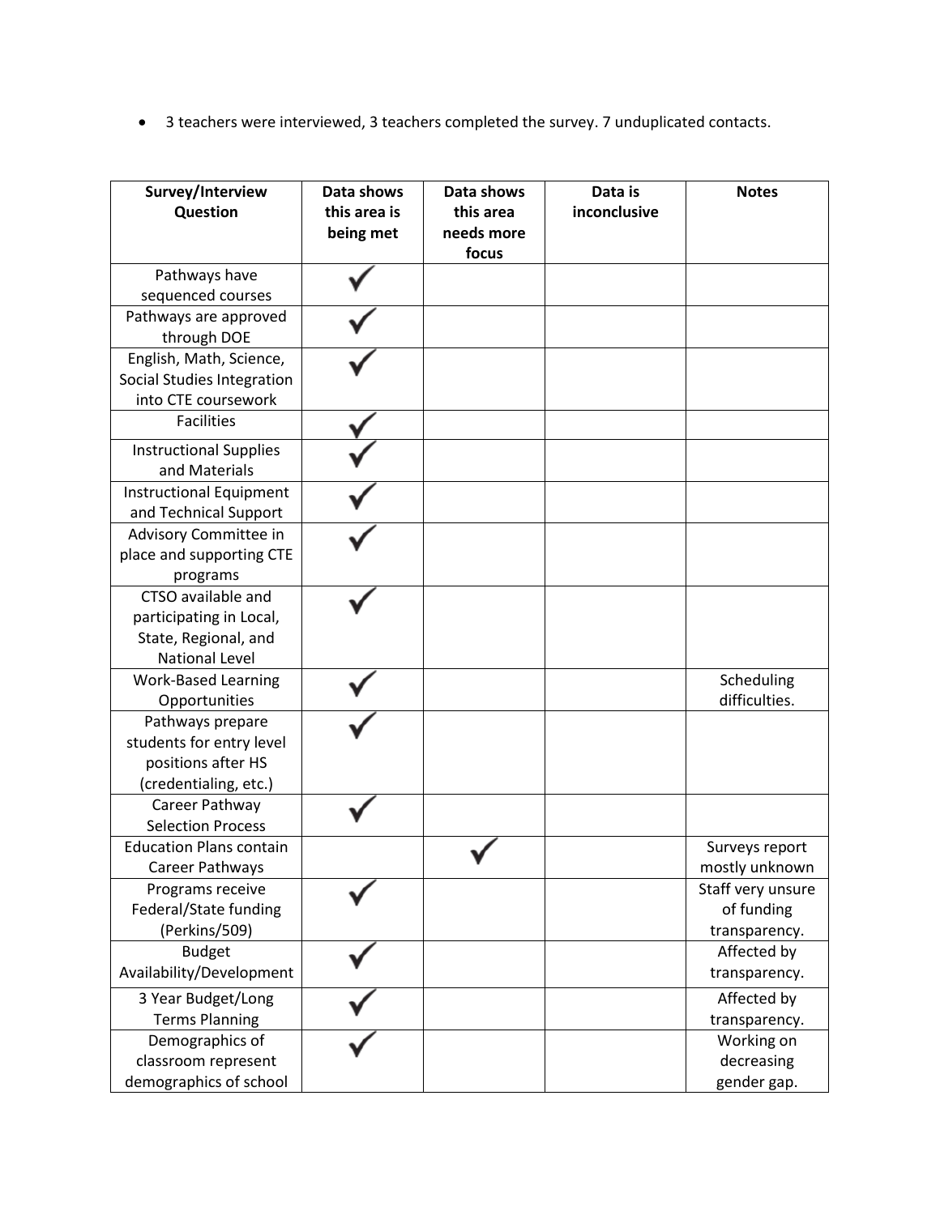- 3 teachers were interviewed, 3 teachers completed the survey. 7 unduplicated contacts.

| Survey/Interview Question | Data shows this area is being met | Data shows this area needs more focus | Data is inconclusive | Notes |
|---|---|---|---|---|
| Pathways have sequenced courses | ✓ | | | |
| Pathways are approved through DOE | ✓ | | | |
| English, Math, Science, Social Studies Integration into CTE coursework | ✓ | | | |
| Facilities | ✓ | | | |
| Instructional Supplies and Materials | ✓ | | | |
| Instructional Equipment and Technical Support | ✓ | | | |
| Advisory Committee in place and supporting CTE programs | ✓ | | | |
| CTSO available and participating in Local, State, Regional, and National Level | ✓ | | | |
| Work-Based Learning Opportunities | ✓ | | | Scheduling difficulties. |
| Pathways prepare students for entry level positions after HS (credentialing, etc.) | ✓ | | | |
| Career Pathway Selection Process | ✓ | | | |
| Education Plans contain Career Pathways | | ✓ | | Surveys report mostly unknown |
| Programs receive Federal/State funding (Perkins/509) | ✓ | | | Staff very unsure of funding transparency. |
| Budget Availability/Development | ✓ | | | Affected by transparency. |
| 3 Year Budget/Long Terms Planning | ✓ | | | Affected by transparency. |
| Demographics of classroom represent demographics of school | ✓ | | | Working on decreasing gender gap. |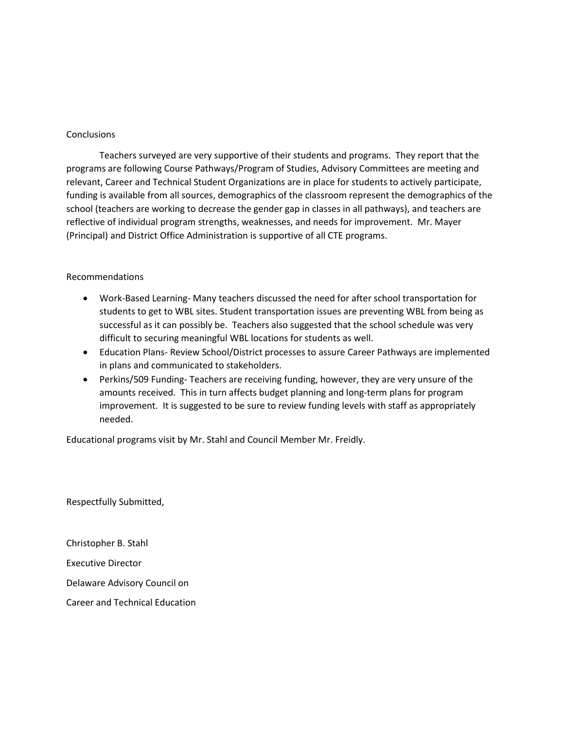## Conclusions

Teachers surveyed are very supportive of their students and programs. They report that the programs are following Course Pathways/Program of Studies, Advisory Committees are meeting and relevant, Career and Technical Student Organizations are in place for students to actively participate, funding is available from all sources, demographics of the classroom represent the demographics of the school (teachers are working to decrease the gender gap in classes in all pathways), and teachers are reflective of individual program strengths, weaknesses, and needs for improvement. Mr. Mayer (Principal) and District Office Administration is supportive of all CTE programs.

## Recommendations

- Work-Based Learning- Many teachers discussed the need for after school transportation for students to get to WBL sites. Student transportation issues are preventing WBL from being as successful as it can possibly be. Teachers also suggested that the school schedule was very difficult to securing meaningful WBL locations for students as well.
- Education Plans- Review School/District processes to assure Career Pathways are implemented in plans and communicated to stakeholders.
- Perkins/509 Funding- Teachers are receiving funding, however, they are very unsure of the amounts received. This in turn affects budget planning and long-term plans for program improvement. It is suggested to be sure to review funding levels with staff as appropriately needed.

Educational programs visit by Mr. Stahl and Council Member Mr. Freidly.

Respectfully Submitted,

Christopher B. Stahl

Executive Director

Delaware Advisory Council on

Career and Technical Education